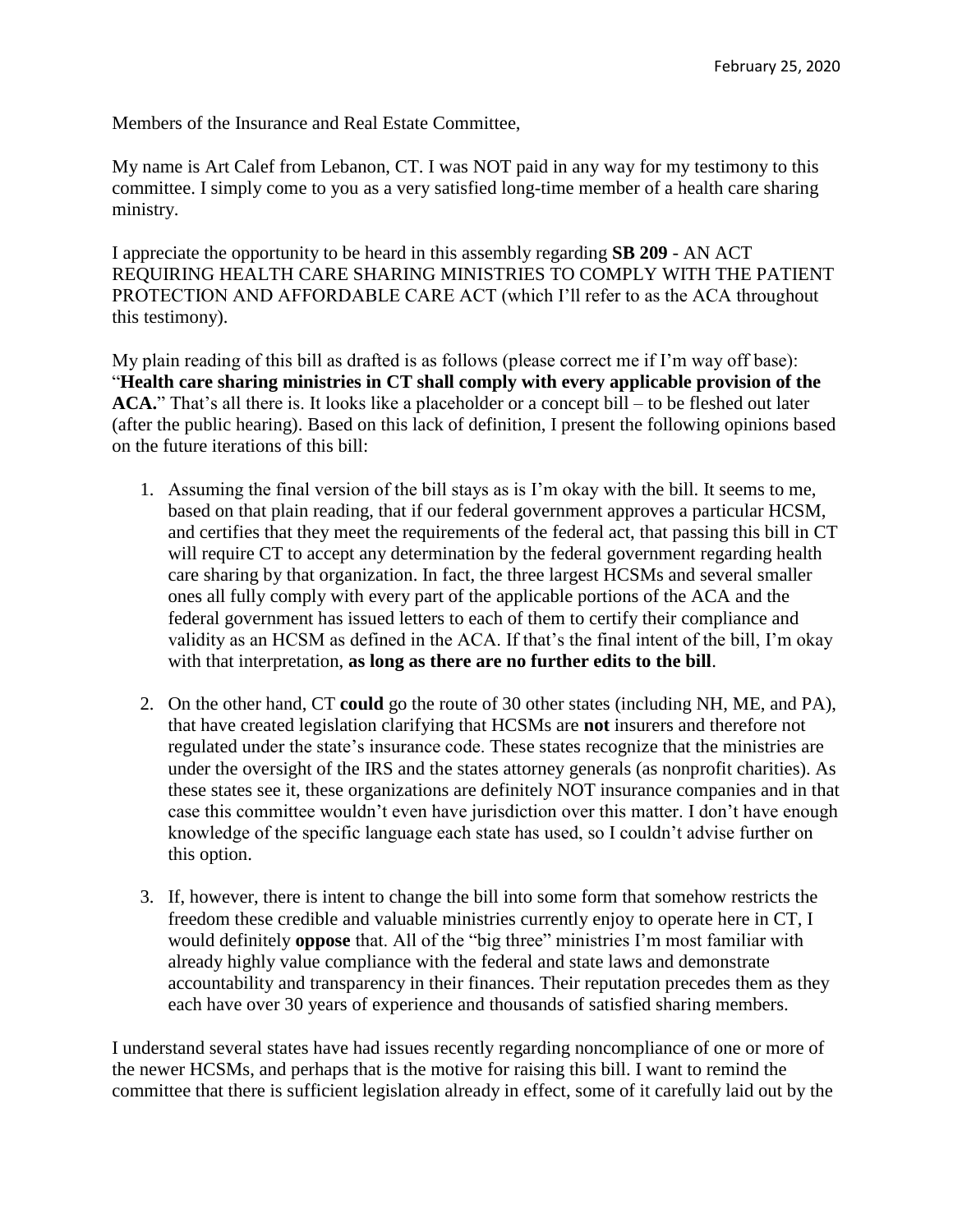February 25, 2020

Members of the Insurance and Real Estate Committee,

My name is Art Calef from Lebanon, CT. I was NOT paid in any way for my testimony to this committee. I simply come to you as a very satisfied long-time member of a health care sharing ministry.

I appreciate the opportunity to be heard in this assembly regarding **SB 209** - AN ACT REQUIRING HEALTH CARE SHARING MINISTRIES TO COMPLY WITH THE PATIENT PROTECTION AND AFFORDABLE CARE ACT (which I'll refer to as the ACA throughout this testimony).

My plain reading of this bill as drafted is as follows (please correct me if I'm way off base): "**Health care sharing ministries in CT shall comply with every applicable provision of the ACA.**" That's all there is. It looks like a placeholder or a concept bill – to be fleshed out later (after the public hearing). Based on this lack of definition, I present the following opinions based on the future iterations of this bill:

1. Assuming the final version of the bill stays as is I'm okay with the bill. It seems to me, based on that plain reading, that if our federal government approves a particular HCSM, and certifies that they meet the requirements of the federal act, that passing this bill in CT will require CT to accept any determination by the federal government regarding health care sharing by that organization. In fact, the three largest HCSMs and several smaller ones all fully comply with every part of the applicable portions of the ACA and the federal government has issued letters to each of them to certify their compliance and validity as an HCSM as defined in the ACA. If that's the final intent of the bill, I'm okay with that interpretation, **as long as there are no further edits to the bill**.

2. On the other hand, CT **could** go the route of 30 other states (including NH, ME, and PA), that have created legislation clarifying that HCSMs are **not** insurers and therefore not regulated under the state's insurance code. These states recognize that the ministries are under the oversight of the IRS and the states attorney generals (as nonprofit charities). As these states see it, these organizations are definitely NOT insurance companies and in that case this committee wouldn't even have jurisdiction over this matter. I don't have enough knowledge of the specific language each state has used, so I couldn't advise further on this option.

3. If, however, there is intent to change the bill into some form that somehow restricts the freedom these credible and valuable ministries currently enjoy to operate here in CT, I would definitely **oppose** that. All of the "big three" ministries I'm most familiar with already highly value compliance with the federal and state laws and demonstrate accountability and transparency in their finances. Their reputation precedes them as they each have over 30 years of experience and thousands of satisfied sharing members.

I understand several states have had issues recently regarding noncompliance of one or more of the newer HCSMs, and perhaps that is the motive for raising this bill. I want to remind the committee that there is sufficient legislation already in effect, some of it carefully laid out by the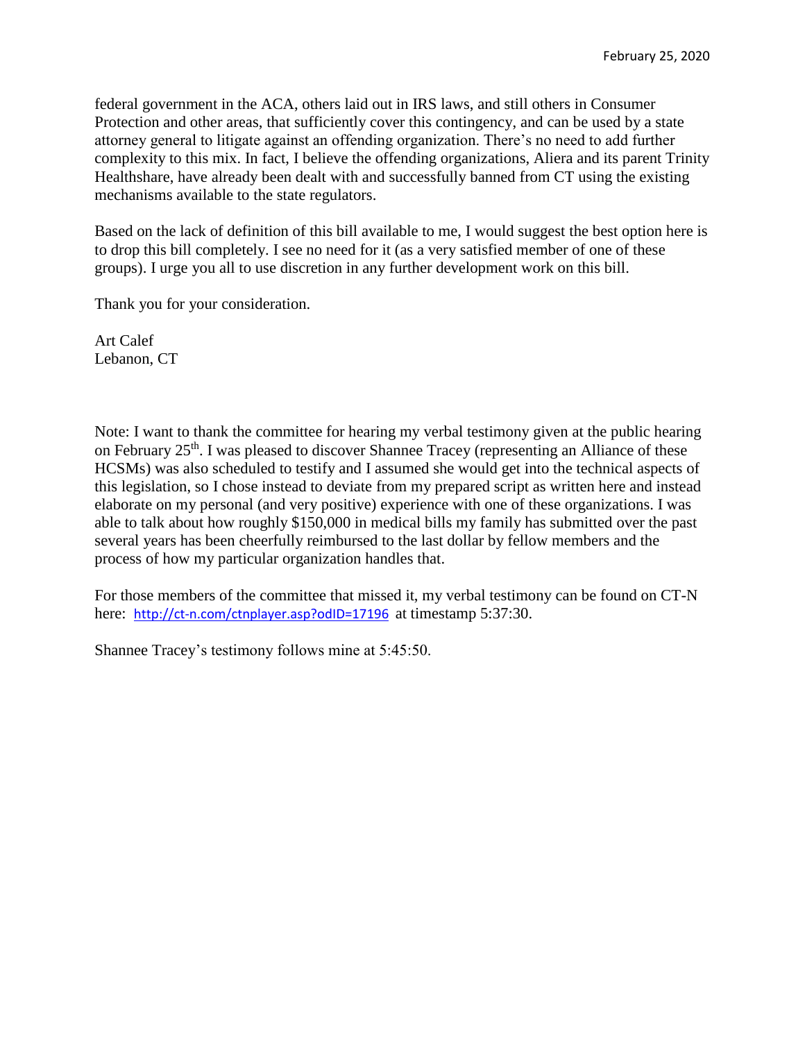federal government in the ACA, others laid out in IRS laws, and still others in Consumer Protection and other areas, that sufficiently cover this contingency, and can be used by a state attorney general to litigate against an offending organization. There's no need to add further complexity to this mix. In fact, I believe the offending organizations, Aliera and its parent Trinity Healthshare, have already been dealt with and successfully banned from CT using the existing mechanisms available to the state regulators.

Based on the lack of definition of this bill available to me, I would suggest the best option here is to drop this bill completely. I see no need for it (as a very satisfied member of one of these groups). I urge you all to use discretion in any further development work on this bill.

Thank you for your consideration.

Art Calef
Lebanon, CT

Note: I want to thank the committee for hearing my verbal testimony given at the public hearing on February 25th. I was pleased to discover Shannee Tracey (representing an Alliance of these HCSMs) was also scheduled to testify and I assumed she would get into the technical aspects of this legislation, so I chose instead to deviate from my prepared script as written here and instead elaborate on my personal (and very positive) experience with one of these organizations. I was able to talk about how roughly $150,000 in medical bills my family has submitted over the past several years has been cheerfully reimbursed to the last dollar by fellow members and the process of how my particular organization handles that.

For those members of the committee that missed it, my verbal testimony can be found on CT-N here: http://ct-n.com/ctnplayer.asp?odID=17196 at timestamp 5:37:30.

Shannee Tracey's testimony follows mine at 5:45:50.